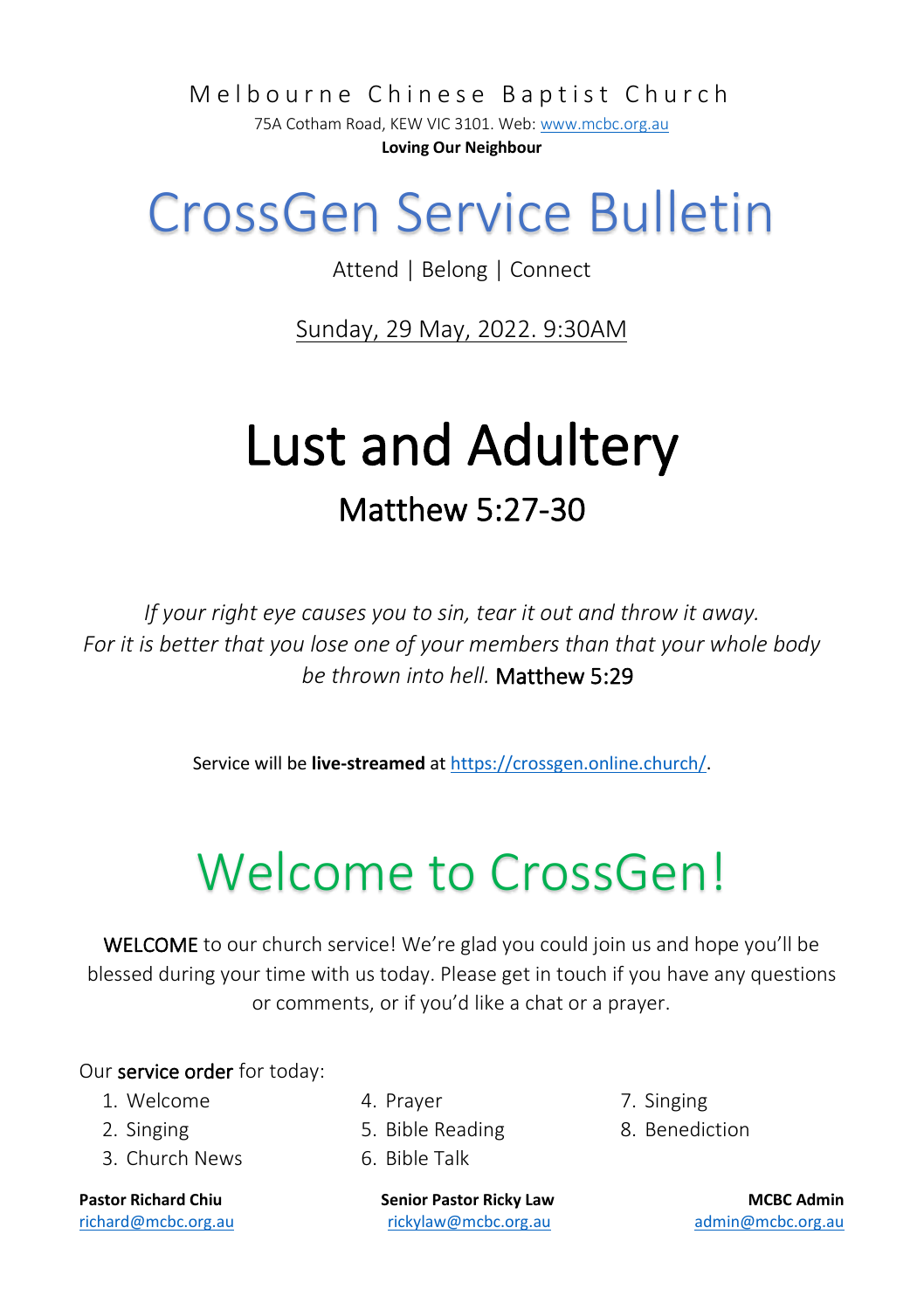Melbourne Chinese Baptist Church

75A Cotham Road, KEW VIC 3101. Web: www.mcbc.org.au

**Loving Our Neighbour**

# CrossGen Service Bulletin

Attend | Belong | Connect

Sunday, 29 May, 2022. 9:30AM

# Lust and Adultery

## Matthew 5:27-30

*If your right eye causes you to sin, tear it out and throw it away. For it is better that you lose one of your members than that your whole body be thrown into hell.* Matthew 5:29

Service will be **live-streamed** at https://crossgen.online.church/.

# Welcome to CrossGen!

WELCOME to our church service! We're glad you could join us and hope you'll be blessed during your time with us today. Please get in touch if you have any questions or comments, or if you'd like a chat or a prayer.

Our service order for today:

1. Welcome
2. Singing
3. Church News
4. Prayer
5. Bible Reading
6. Bible Talk
7. Singing
8. Benediction

**Pastor Richard Chiu**
richard@mcbc.org.au

**Senior Pastor Ricky Law**
rickylaw@mcbc.org.au

**MCBC Admin**
admin@mcbc.org.au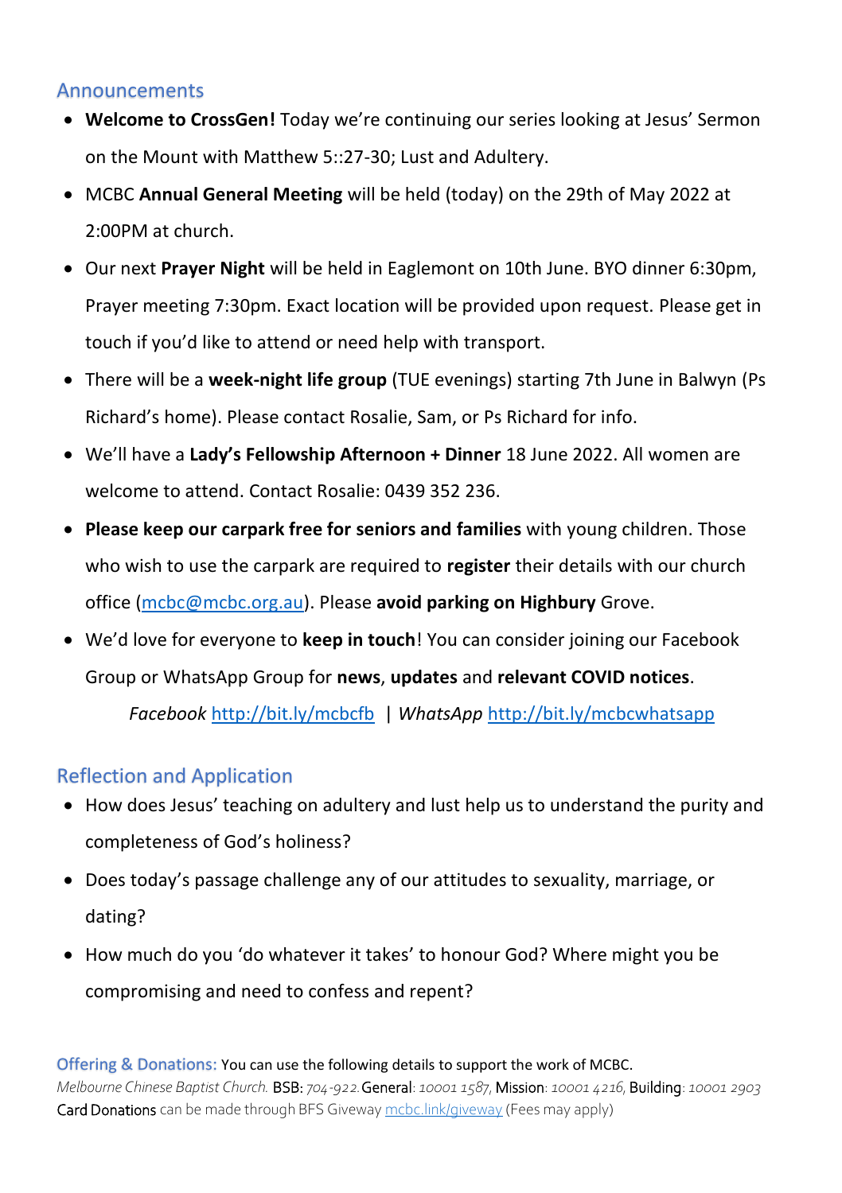## Announcements

- **Welcome to CrossGen!** Today we're continuing our series looking at Jesus' Sermon on the Mount with Matthew 5::27-30; Lust and Adultery.
- MCBC **Annual General Meeting** will be held (today) on the 29th of May 2022 at 2:00PM at church.
- Our next **Prayer Night** will be held in Eaglemont on 10th June. BYO dinner 6:30pm, Prayer meeting 7:30pm. Exact location will be provided upon request. Please get in touch if you'd like to attend or need help with transport.
- There will be a **week-night life group** (TUE evenings) starting 7th June in Balwyn (Ps Richard's home). Please contact Rosalie, Sam, or Ps Richard for info.
- We'll have a **Lady's Fellowship Afternoon + Dinner** 18 June 2022. All women are welcome to attend. Contact Rosalie: 0439 352 236.
- **Please keep our carpark free for seniors and families** with young children. Those who wish to use the carpark are required to **register** their details with our church office (mcbc@mcbc.org.au). Please **avoid parking on Highbury** Grove.
- We'd love for everyone to **keep in touch**! You can consider joining our Facebook Group or WhatsApp Group for **news**, **updates** and **relevant COVID notices**.

  *Facebook* http://bit.ly/mcbcfb | *WhatsApp* http://bit.ly/mcbcwhatsapp

## Reflection and Application

- How does Jesus' teaching on adultery and lust help us to understand the purity and completeness of God's holiness?
- Does today's passage challenge any of our attitudes to sexuality, marriage, or dating?
- How much do you 'do whatever it takes' to honour God? Where might you be compromising and need to confess and repent?

**Offering & Donations:** You can use the following details to support the work of MCBC.
*Melbourne Chinese Baptist Church.* BSB: *704-922.* General: *10001 1587*, Mission: *10001 4216*, Building: *10001 2903*
Card Donations can be made through BFS Giveway mcbc.link/giveway (Fees may apply)